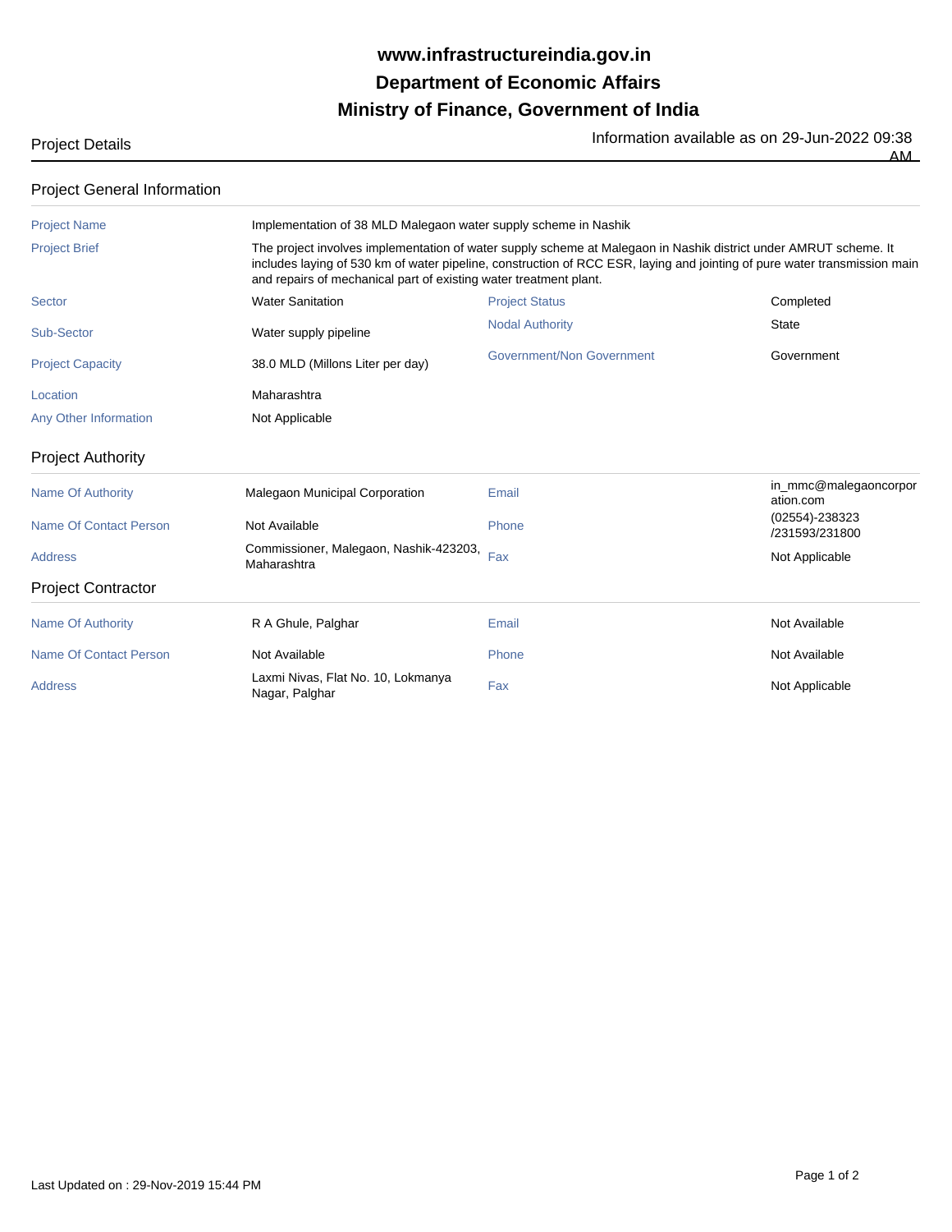# www.infrastructureindia.gov.in
# Department of Economic Affairs
# Ministry of Finance, Government of India

**Project Details** — Information available as on 29-Jun-2022 09:38 AM

## Project General Information

| | | | |
|---|---|---|---|
| Project Name | Implementation of 38 MLD Malegaon water supply scheme in Nashik | | |
| Project Brief | The project involves implementation of water supply scheme at Malegaon in Nashik district under AMRUT scheme. It includes laying of 530 km of water pipeline, construction of RCC ESR, laying and jointing of pure water transmission main and repairs of mechanical part of existing water treatment plant. | | |
| Sector | Water Sanitation | Project Status | Completed |
| Sub-Sector | Water supply pipeline | Nodal Authority | State |
| Project Capacity | 38.0 MLD (Millons Liter per day) | Government/Non Government | Government |
| Location | Maharashtra | | |
| Any Other Information | Not Applicable | | |

## Project Authority

| | | | |
|---|---|---|---|
| Name Of Authority | Malegaon Municipal Corporation | Email | in_mmc@malegaoncorporation.com |
| Name Of Contact Person | Not Available | Phone | (02554)-238323 /231593/231800 |
| Address | Commissioner, Malegaon, Nashik-423203, Maharashtra | Fax | Not Applicable |

## Project Contractor

| | | | |
|---|---|---|---|
| Name Of Authority | R A Ghule, Palghar | Email | Not Available |
| Name Of Contact Person | Not Available | Phone | Not Available |
| Address | Laxmi Nivas, Flat No. 10, Lokmanya Nagar, Palghar | Fax | Not Applicable |

Last Updated on : 29-Nov-2019 15:44 PM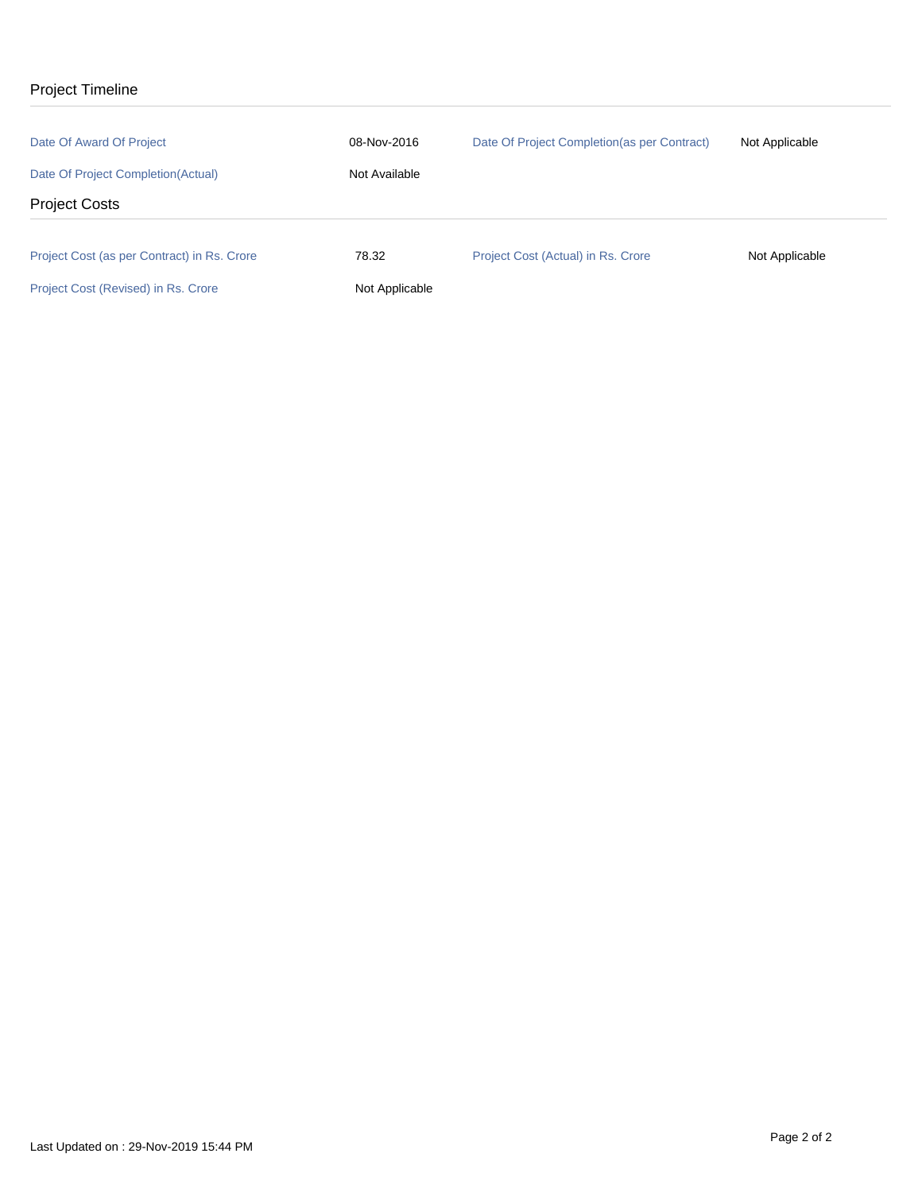## Project Timeline

| | | | |
|---|---|---|---|
| Date Of Award Of Project | 08-Nov-2016 | Date Of Project Completion(as per Contract) | Not Applicable |
| Date Of Project Completion(Actual) | Not Available | | |

## Project Costs

| | | | |
|---|---|---|---|
| Project Cost (as per Contract) in Rs. Crore | 78.32 | Project Cost (Actual) in Rs. Crore | Not Applicable |
| Project Cost (Revised) in Rs. Crore | Not Applicable | | |

Last Updated on : 29-Nov-2019 15:44 PM